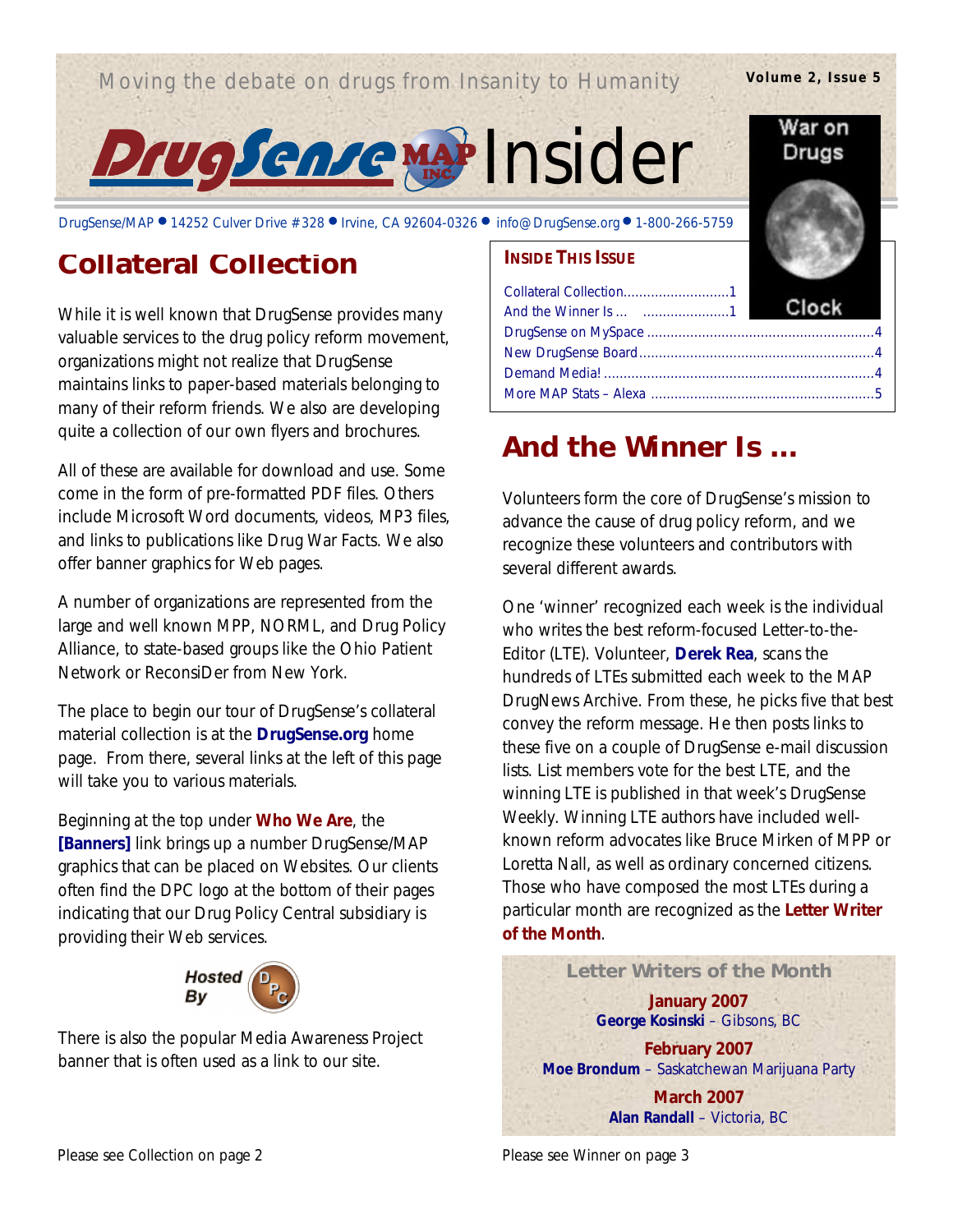Moving the debate on drugs from Insanity to Humanity

# DrugSense MAP Insider

DrugSense/MAP • 14252 Culver Drive #328 • Irvine, CA 92604-0326 • info@DrugSense.org • 1-800-266-5759

War on Drugs Clock

**INSIDE THIS ISSUE**

- Collateral Collection ... 1
- And the Winner Is … ... 1
- DrugSense on MySpace ... 4
- New DrugSense Board ... 4
- Demand Media! ... 4
- More MAP Stats – Alexa ... 5

## Collateral Collection

While it is well known that DrugSense provides many valuable services to the drug policy reform movement, organizations might not realize that DrugSense maintains links to paper-based materials belonging to many of their reform friends. We also are developing quite a collection of our own flyers and brochures.

All of these are available for download and use. Some come in the form of pre-formatted PDF files. Others include Microsoft Word documents, videos, MP3 files, and links to publications like Drug War Facts. We also offer banner graphics for Web pages.

A number of organizations are represented from the large and well known MPP, NORML, and Drug Policy Alliance, to state-based groups like the Ohio Patient Network or ReconsiDer from New York.

The place to begin our tour of DrugSense's collateral material collection is at the **DrugSense.org** home page. From there, several links at the left of this page will take you to various materials.

Beginning at the top under **Who We Are**, the **[Banners]** link brings up a number DrugSense/MAP graphics that can be placed on Websites. Our clients often find the DPC logo at the bottom of their pages indicating that our Drug Policy Central subsidiary is providing their Web services.

Hosted By DPC

There is also the popular Media Awareness Project banner that is often used as a link to our site.

Please see Collection on page 2

## And the Winner Is …

Volunteers form the core of DrugSense's mission to advance the cause of drug policy reform, and we recognize these volunteers and contributors with several different awards.

One 'winner' recognized each week is the individual who writes the best reform-focused Letter-to-the-Editor (LTE). Volunteer, **Derek Rea**, scans the hundreds of LTEs submitted each week to the MAP DrugNews Archive. From these, he picks five that best convey the reform message. He then posts links to these five on a couple of DrugSense e-mail discussion lists. List members vote for the best LTE, and the winning LTE is published in that week's DrugSense Weekly. Winning LTE authors have included well-known reform advocates like Bruce Mirken of MPP or Loretta Nall, as well as ordinary concerned citizens. Those who have composed the most LTEs during a particular month are recognized as the **Letter Writer of the Month**.

**Letter Writers of the Month**

**January 2007**
**George Kosinski** – Gibsons, BC

**February 2007**
**Moe Brondum** – Saskatchewan Marijuana Party

**March 2007**
**Alan Randall** – Victoria, BC

Please see Winner on page 3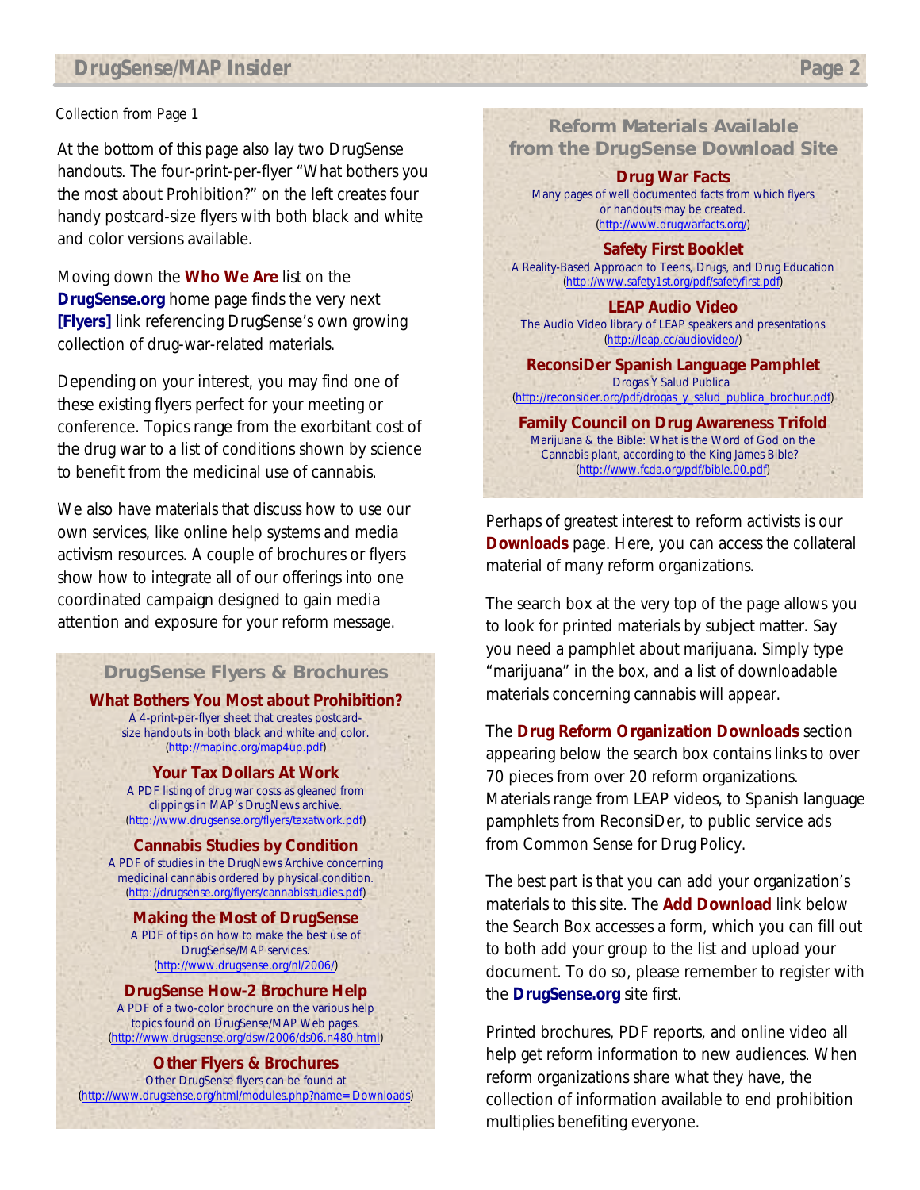Collection from Page 1

At the bottom of this page also lay two DrugSense handouts. The four-print-per-flyer "What bothers you the most about Prohibition?" on the left creates four handy postcard-size flyers with both black and white and color versions available.

Moving down the **Who We Are** list on the **DrugSense.org** home page finds the very next **[Flyers]** link referencing DrugSense's own growing collection of drug-war-related materials.

Depending on your interest, you may find one of these existing flyers perfect for your meeting or conference. Topics range from the exorbitant cost of the drug war to a list of conditions shown by science to benefit from the medicinal use of cannabis.

We also have materials that discuss how to use our own services, like online help systems and media activism resources. A couple of brochures or flyers show how to integrate all of our offerings into one coordinated campaign designed to gain media attention and exposure for your reform message.

## DrugSense Flyers & Brochures

**What Bothers You Most about Prohibition?**
A 4-print-per-flyer sheet that creates postcard-size handouts in both black and white and color.
(http://mapinc.org/map4up.pdf)

**Your Tax Dollars At Work**
A PDF listing of drug war costs as gleaned from clippings in MAP's DrugNews archive.
(http://www.drugsense.org/flyers/taxatwork.pdf)

**Cannabis Studies by Condition**
A PDF of studies in the DrugNews Archive concerning medicinal cannabis ordered by physical condition.
(http://drugsense.org/flyers/cannabisstudies.pdf)

**Making the Most of DrugSense**
A PDF of tips on how to make the best use of DrugSense/MAP services.
(http://www.drugsense.org/nl/2006/)

**DrugSense How-2 Brochure Help**
A PDF of a two-color brochure on the various help topics found on DrugSense/MAP Web pages.
(http://www.drugsense.org/dsw/2006/ds06.n480.html)

**Other Flyers & Brochures**
Other DrugSense flyers can be found at
(http://www.drugsense.org/html/modules.php?name=Downloads)

## Reform Materials Available from the DrugSense Download Site

**Drug War Facts**
Many pages of well documented facts from which flyers or handouts may be created.
(http://www.drugwarfacts.org/)

**Safety First Booklet**
A Reality-Based Approach to Teens, Drugs, and Drug Education
(http://www.safety1st.org/pdf/safetyfirst.pdf)

**LEAP Audio Video**
The Audio Video library of LEAP speakers and presentations
(http://leap.cc/audiovideo/)

**ReconsiDer Spanish Language Pamphlet**
Drogas Y Salud Publica
(http://reconsider.org/pdf/drogas_y_salud_publica_brochur.pdf)

**Family Council on Drug Awareness Trifold**
Marijuana & the Bible: What is the Word of God on the Cannabis plant, according to the King James Bible?
(http://www.fcda.org/pdf/bible.00.pdf)

Perhaps of greatest interest to reform activists is our **Downloads** page. Here, you can access the collateral material of many reform organizations.

The search box at the very top of the page allows you to look for printed materials by subject matter. Say you need a pamphlet about marijuana. Simply type "marijuana" in the box, and a list of downloadable materials concerning cannabis will appear.

The **Drug Reform Organization Downloads** section appearing below the search box contains links to over 70 pieces from over 20 reform organizations. Materials range from LEAP videos, to Spanish language pamphlets from ReconsiDer, to public service ads from Common Sense for Drug Policy.

The best part is that you can add your organization's materials to this site. The **Add Download** link below the Search Box accesses a form, which you can fill out to both add your group to the list and upload your document. To do so, please remember to register with the **DrugSense.org** site first.

Printed brochures, PDF reports, and online video all help get reform information to new audiences. When reform organizations share what they have, the collection of information available to end prohibition multiplies benefiting everyone.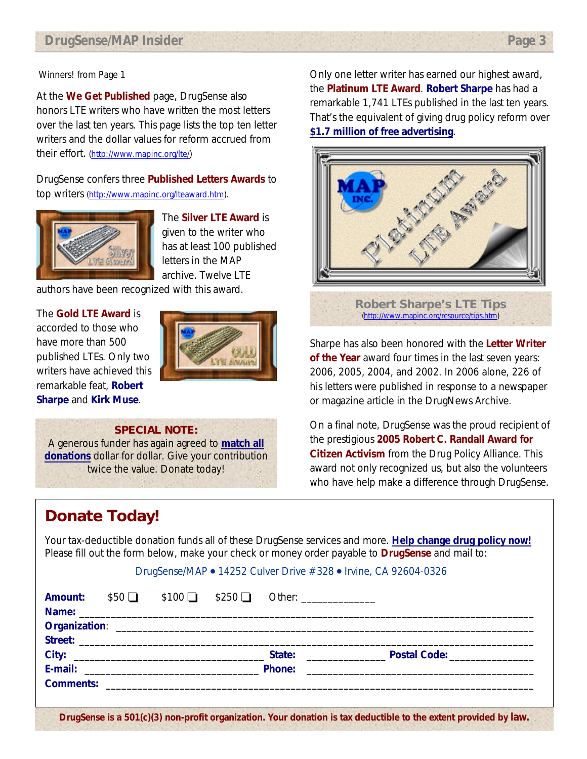Winners! from Page 1

At the **We Get Published** page, DrugSense also honors LTE writers who have written the most letters over the last ten years. This page lists the top ten letter writers and the dollar values for reform accrued from their effort. (http://www.mapinc.org/lte/)

DrugSense confers three **Published Letters Awards** to top writers (http://www.mapinc.org/lteaward.htm).

The **Silver LTE Award** is given to the writer who has at least 100 published letters in the MAP archive. Twelve LTE authors have been recognized with this award.

The **Gold LTE Award** is accorded to those who have more than 500 published LTEs. Only two writers have achieved this remarkable feat, **Robert Sharpe** and **Kirk Muse**.

**SPECIAL NOTE:**
A generous funder has again agreed to **match all donations** dollar for dollar. Give your contribution twice the value. Donate today!

Only one letter writer has earned our highest award, the **Platinum LTE Award**. **Robert Sharpe** has had a remarkable 1,741 LTEs published in the last ten years. That's the equivalent of giving drug policy reform over **$1.7 million of free advertising**.

**Robert Sharpe's LTE Tips**
(http://www.mapinc.org/resource/tips.htm)

Sharpe has also been honored with the **Letter Writer of the Year** award four times in the last seven years: 2006, 2005, 2004, and 2002. In 2006 alone, 226 of his letters were published in response to a newspaper or magazine article in the DrugNews Archive.

On a final note, DrugSense was the proud recipient of the prestigious **2005 Robert C. Randall Award for Citizen Activism** from the Drug Policy Alliance. This award not only recognized us, but also the volunteers who have help make a difference through DrugSense.

## Donate Today!

Your tax-deductible donation funds all of these DrugSense services and more. **Help change drug policy now!** Please fill out the form below, make your check or money order payable to **DrugSense** and mail to:

DrugSense/MAP • 14252 Culver Drive #328 • Irvine, CA 92604-0326

**Amount:** $50 ❑ $100 ❑ $250 ❑ Other: _____________

**Name:** ______________________________________________

**Organization**: ______________________________________________

**Street:** ______________________________________________

**City:** ____________________ **State:** __________ **Postal Code:** __________

**E-mail:** ____________________ **Phone:** ____________________

**Comments:** ______________________________________________

**DrugSense is a 501(c)(3) non-profit organization. Your donation is tax deductible to the extent provided by law.**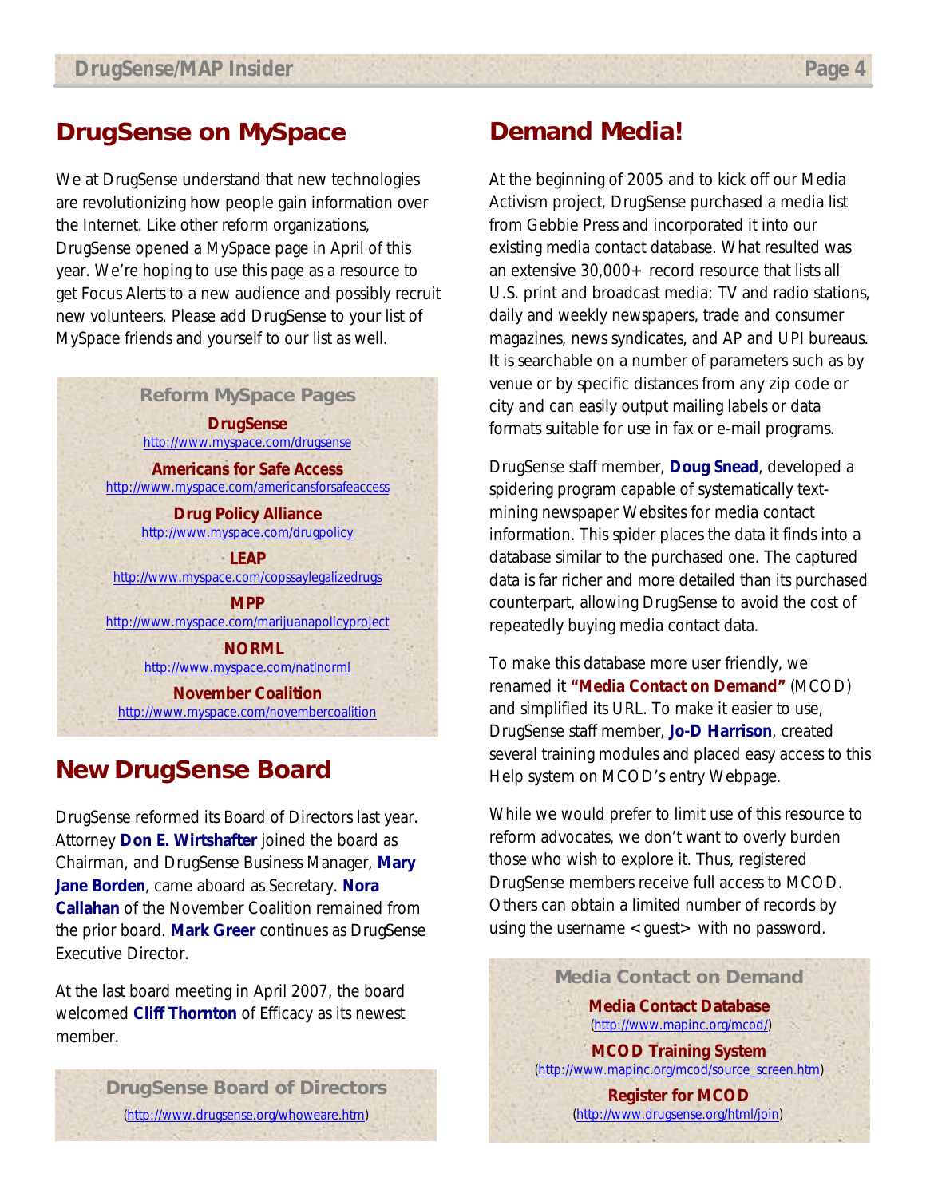## DrugSense on MySpace

We at DrugSense understand that new technologies are revolutionizing how people gain information over the Internet. Like other reform organizations, DrugSense opened a MySpace page in April of this year. We're hoping to use this page as a resource to get Focus Alerts to a new audience and possibly recruit new volunteers. Please add DrugSense to your list of MySpace friends and yourself to our list as well.

### Reform MySpace Pages

**DrugSense**
http://www.myspace.com/drugsense

**Americans for Safe Access**
http://www.myspace.com/americansforsafeaccess

**Drug Policy Alliance**
http://www.myspace.com/drugpolicy

**LEAP**
http://www.myspace.com/copssaylegalizedrugs

**MPP**
http://www.myspace.com/marijuanapolicyproject

**NORML**
http://www.myspace.com/natlnorml

**November Coalition**
http://www.myspace.com/novembercoalition

## New DrugSense Board

DrugSense reformed its Board of Directors last year. Attorney **Don E. Wirtshafter** joined the board as Chairman, and DrugSense Business Manager, **Mary Jane Borden**, came aboard as Secretary. **Nora Callahan** of the November Coalition remained from the prior board. **Mark Greer** continues as DrugSense Executive Director.

At the last board meeting in April 2007, the board welcomed **Cliff Thornton** of Efficacy as its newest member.

### DrugSense Board of Directors

(http://www.drugsense.org/whoweare.htm)

## Demand Media!

At the beginning of 2005 and to kick off our Media Activism project, DrugSense purchased a media list from Gebbie Press and incorporated it into our existing media contact database. What resulted was an extensive 30,000+ record resource that lists all U.S. print and broadcast media: TV and radio stations, daily and weekly newspapers, trade and consumer magazines, news syndicates, and AP and UPI bureaus. It is searchable on a number of parameters such as by venue or by specific distances from any zip code or city and can easily output mailing labels or data formats suitable for use in fax or e-mail programs.

DrugSense staff member, **Doug Snead**, developed a spidering program capable of systematically text-mining newspaper Websites for media contact information. This spider places the data it finds into a database similar to the purchased one. The captured data is far richer and more detailed than its purchased counterpart, allowing DrugSense to avoid the cost of repeatedly buying media contact data.

To make this database more user friendly, we renamed it **"Media Contact on Demand"** (MCOD) and simplified its URL. To make it easier to use, DrugSense staff member, **Jo-D Harrison**, created several training modules and placed easy access to this Help system on MCOD's entry Webpage.

While we would prefer to limit use of this resource to reform advocates, we don't want to overly burden those who wish to explore it. Thus, registered DrugSense members receive full access to MCOD. Others can obtain a limited number of records by using the username <guest> with no password.

### Media Contact on Demand

**Media Contact Database**
(http://www.mapinc.org/mcod/)

**MCOD Training System**
(http://www.mapinc.org/mcod/source_screen.htm)

**Register for MCOD**
(http://www.drugsense.org/html/join)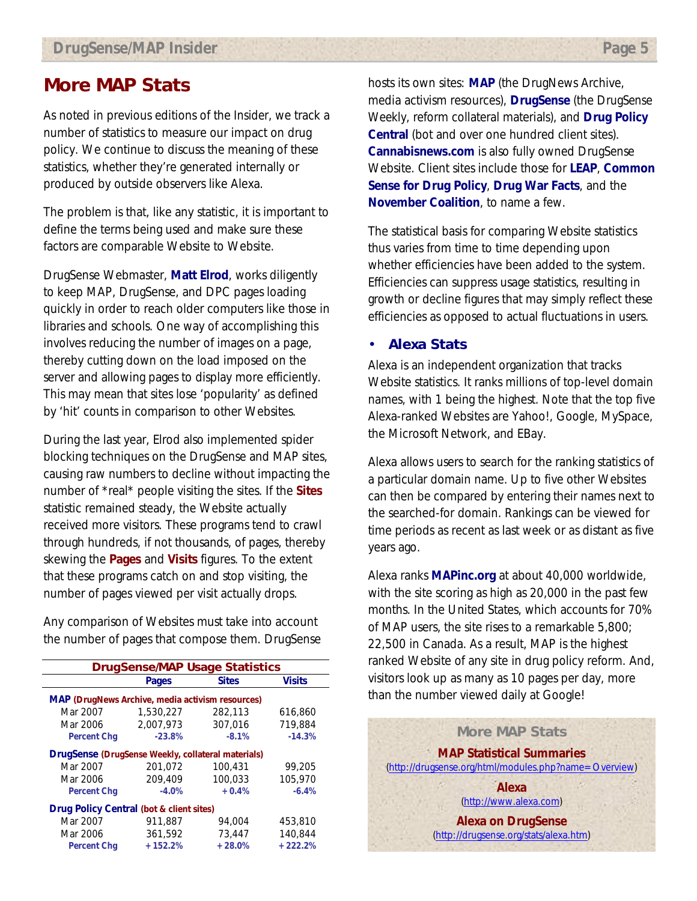## More MAP Stats

As noted in previous editions of the Insider, we track a number of statistics to measure our impact on drug policy. We continue to discuss the meaning of these statistics, whether they're generated internally or produced by outside observers like Alexa.

The problem is that, like any statistic, it is important to define the terms being used and make sure these factors are comparable Website to Website.

DrugSense Webmaster, **Matt Elrod**, works diligently to keep MAP, DrugSense, and DPC pages loading quickly in order to reach older computers like those in libraries and schools. One way of accomplishing this involves reducing the number of images on a page, thereby cutting down on the load imposed on the server and allowing pages to display more efficiently. This may mean that sites lose 'popularity' as defined by 'hit' counts in comparison to other Websites.

During the last year, Elrod also implemented spider blocking techniques on the DrugSense and MAP sites, causing raw numbers to decline without impacting the number of *real* people visiting the sites. If the **Sites** statistic remained steady, the Website actually received more visitors. These programs tend to crawl through hundreds, if not thousands, of pages, thereby skewing the **Pages** and **Visits** figures. To the extent that these programs catch on and stop visiting, the number of pages viewed per visit actually drops.

Any comparison of Websites must take into account the number of pages that compose them. DrugSense hosts its own sites: **MAP** (the DrugNews Archive, media activism resources), **DrugSense** (the DrugSense Weekly, reform collateral materials), and **Drug Policy Central** (bot and over one hundred client sites). **Cannabisnews.com** is also fully owned DrugSense Website. Client sites include those for **LEAP**, **Common Sense for Drug Policy**, **Drug War Facts**, and the **November Coalition**, to name a few.

**DrugSense/MAP Usage Statistics**

| | Pages | Sites | Visits |
|---|---|---|---|
| **MAP (DrugNews Archive, media activism resources)** | | | |
| Mar 2007 | 1,530,227 | 282,113 | 616,860 |
| Mar 2006 | 2,007,973 | 307,016 | 719,884 |
| **Percent Chg** | **-23.8%** | **-8.1%** | **-14.3%** |
| **DrugSense (DrugSense Weekly, collateral materials)** | | | |
| Mar 2007 | 201,072 | 100,431 | 99,205 |
| Mar 2006 | 209,409 | 100,033 | 105,970 |
| **Percent Chg** | **-4.0%** | **+0.4%** | **-6.4%** |
| **Drug Policy Central (bot & client sites)** | | | |
| Mar 2007 | 911,887 | 94,004 | 453,810 |
| Mar 2006 | 361,592 | 73,447 | 140,844 |
| **Percent Chg** | **+152.2%** | **+28.0%** | **+222.2%** |

The statistical basis for comparing Website statistics thus varies from time to time depending upon whether efficiencies have been added to the system. Efficiencies can suppress usage statistics, resulting in growth or decline figures that may simply reflect these efficiencies as opposed to actual fluctuations in users.

- ### Alexa Stats

Alexa is an independent organization that tracks Website statistics. It ranks millions of top-level domain names, with 1 being the highest. Note that the top five Alexa-ranked Websites are Yahoo!, Google, MySpace, the Microsoft Network, and EBay.

Alexa allows users to search for the ranking statistics of a particular domain name. Up to five other Websites can then be compared by entering their names next to the searched-for domain. Rankings can be viewed for time periods as recent as last week or as distant as five years ago.

Alexa ranks **MAPinc.org** at about 40,000 worldwide, with the site scoring as high as 20,000 in the past few months. In the United States, which accounts for 70% of MAP users, the site rises to a remarkable 5,800; 22,500 in Canada. As a result, MAP is the highest ranked Website of any site in drug policy reform. And, visitors look up as many as 10 pages per day, more than the number viewed daily at Google!

**More MAP Stats**

**MAP Statistical Summaries**
(http://drugsense.org/html/modules.php?name=Overview)

**Alexa**
(http://www.alexa.com)

**Alexa on DrugSense**
(http://drugsense.org/stats/alexa.htm)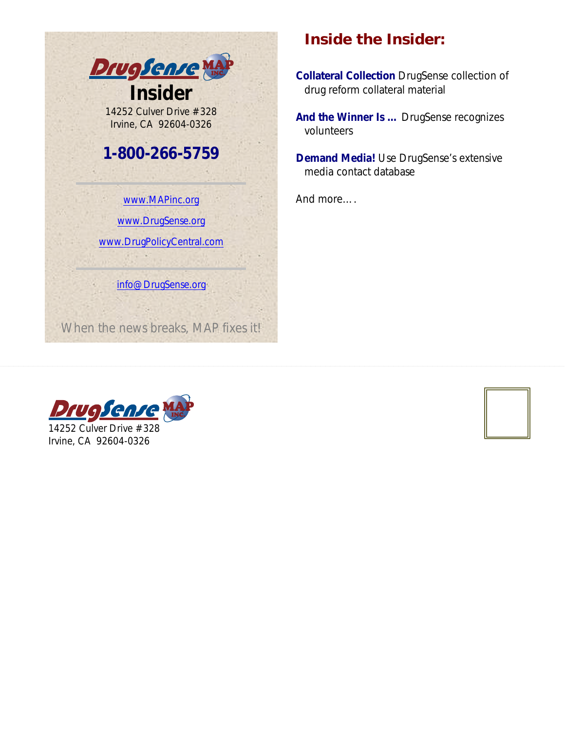DrugSense MAP INC.

**Insider**

14252 Culver Drive #328
Irvine, CA 92604-0326

**1-800-266-5759**

www.MAPinc.org

www.DrugSense.org

www.DrugPolicyCentral.com

info@DrugSense.org

When the news breaks, MAP fixes it!

## Inside the Insider:

**Collateral Collection** DrugSense collection of drug reform collateral material

**And the Winner Is ...** DrugSense recognizes volunteers

**Demand Media!** Use DrugSense's extensive media contact database

And more….

DrugSense MAP INC.
14252 Culver Drive #328
Irvine, CA 92604-0326